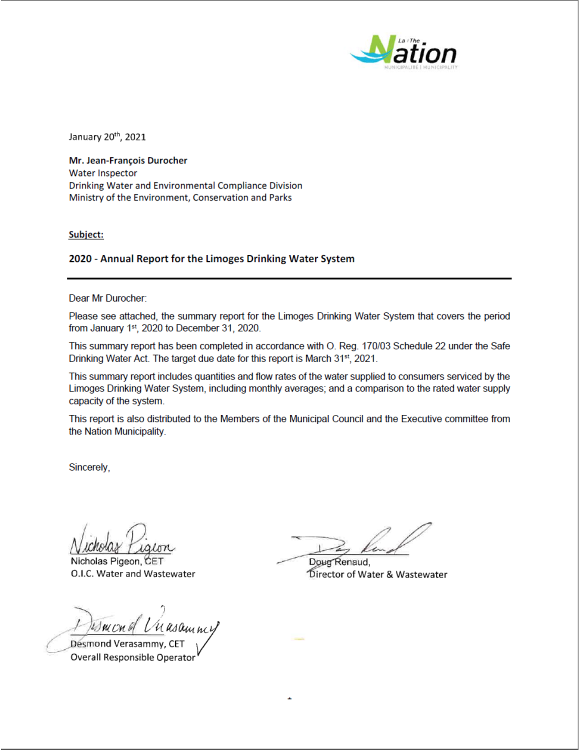January 20th, 2021

**Mr. Jean-François Durocher**
Water Inspector
Drinking Water and Environmental Compliance Division
Ministry of the Environment, Conservation and Parks

**Subject:**

**2020 - Annual Report for the Limoges Drinking Water System**

---

Dear Mr Durocher:

Please see attached, the summary report for the Limoges Drinking Water System that covers the period from January 1st, 2020 to December 31, 2020.

This summary report has been completed in accordance with O. Reg. 170/03 Schedule 22 under the Safe Drinking Water Act. The target due date for this report is March 31st, 2021.

This summary report includes quantities and flow rates of the water supplied to consumers serviced by the Limoges Drinking Water System, including monthly averages; and a comparison to the rated water supply capacity of the system.

This report is also distributed to the Members of the Municipal Council and the Executive committee from the Nation Municipality.

Sincerely,

Nicholas Pigeon, CET
O.I.C. Water and Wastewater

Doug Renaud,
Director of Water & Wastewater

Desmond Verasammy, CET
Overall Responsible Operator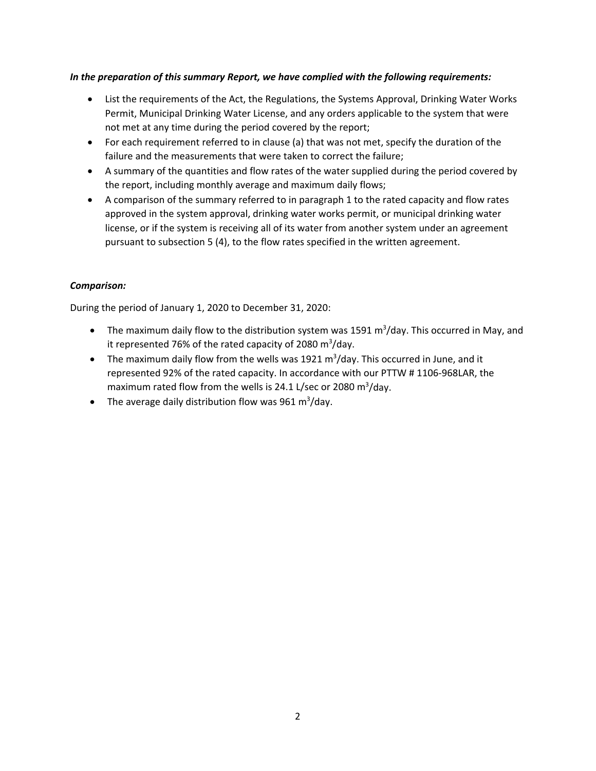***In the preparation of this summary Report, we have complied with the following requirements:***

- List the requirements of the Act, the Regulations, the Systems Approval, Drinking Water Works Permit, Municipal Drinking Water License, and any orders applicable to the system that were not met at any time during the period covered by the report;
- For each requirement referred to in clause (a) that was not met, specify the duration of the failure and the measurements that were taken to correct the failure;
- A summary of the quantities and flow rates of the water supplied during the period covered by the report, including monthly average and maximum daily flows;
- A comparison of the summary referred to in paragraph 1 to the rated capacity and flow rates approved in the system approval, drinking water works permit, or municipal drinking water license, or if the system is receiving all of its water from another system under an agreement pursuant to subsection 5 (4), to the flow rates specified in the written agreement.

***Comparison:***

During the period of January 1, 2020 to December 31, 2020:

- The maximum daily flow to the distribution system was 1591 $m^3$/day. This occurred in May, and it represented 76% of the rated capacity of 2080 $m^3$/day.
- The maximum daily flow from the wells was 1921 $m^3$/day. This occurred in June, and it represented 92% of the rated capacity. In accordance with our PTTW # 1106-968LAR, the maximum rated flow from the wells is 24.1 L/sec or 2080 $m^3$/day.
- The average daily distribution flow was 961 $m^3$/day.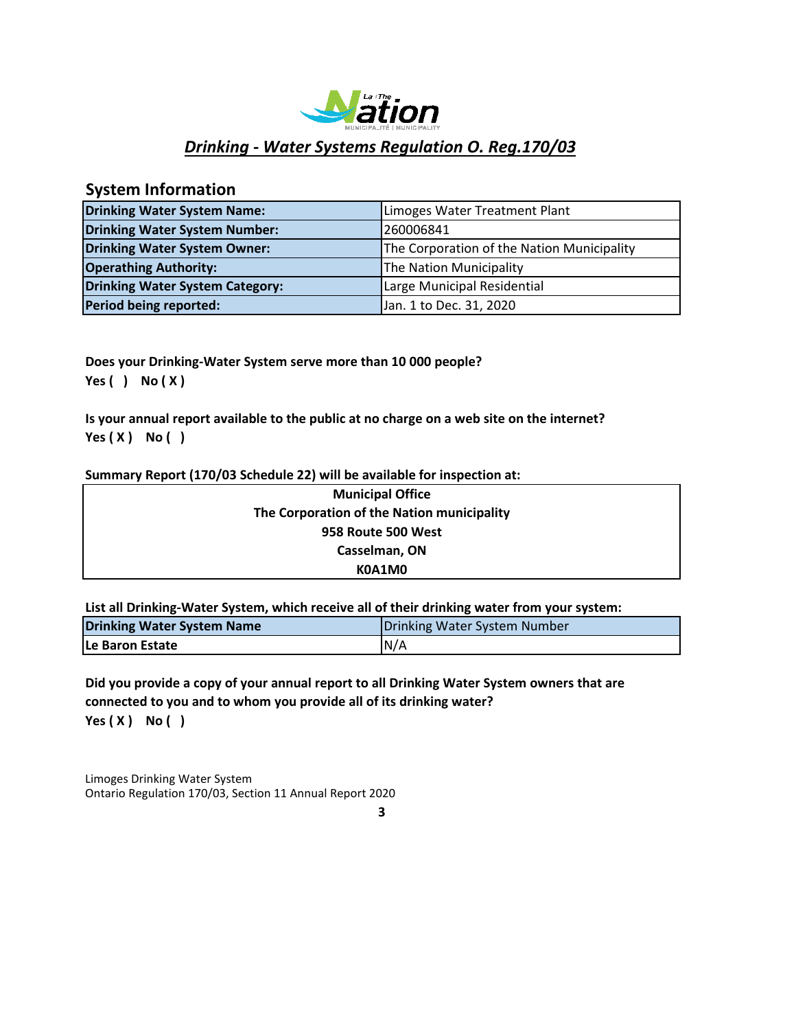# *Drinking - Water Systems Regulation O. Reg.170/03*

## System Information

| | |
|---|---|
| **Drinking Water System Name:** | Limoges Water Treatment Plant |
| **Drinking Water System Number:** | 260006841 |
| **Drinking Water System Owner:** | The Corporation of the Nation Municipality |
| **Operathing Authority:** | The Nation Municipality |
| **Drinking Water System Category:** | Large Municipal Residential |
| **Period being reported:** | Jan. 1 to Dec. 31, 2020 |

**Does your Drinking-Water System serve more than 10 000 people?**
**Yes (   )    No ( X )**

**Is your annual report available to the public at no charge on a web site on the internet?**
**Yes ( X )    No (   )**

**Summary Report (170/03 Schedule 22) will be available for inspection at:**

| |
|---|
| **Municipal Office** |
| **The Corporation of the Nation municipality** |
| **958 Route 500 West** |
| **Casselman, ON** |
| **K0A1M0** |

**List all Drinking-Water System, which receive all of their drinking water from your system:**

| **Drinking Water System Name** | Drinking Water System Number |
|---|---|
| **Le Baron Estate** | N/A |

**Did you provide a copy of your annual report to all Drinking Water System owners that are connected to you and to whom you provide all of its drinking water?**
**Yes ( X )    No (   )**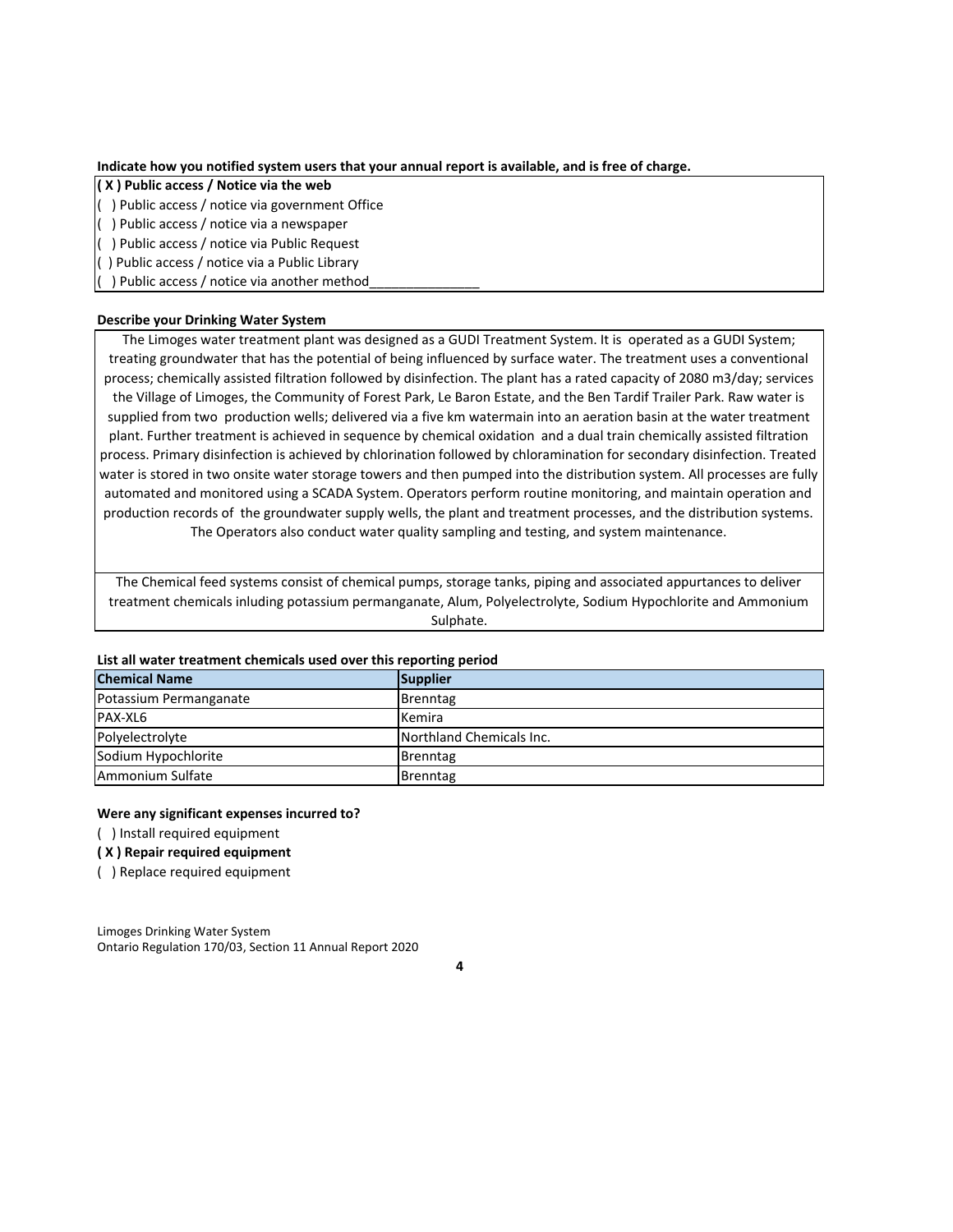**Indicate how you notified system users that your annual report is available, and is free of charge.**

**( X ) Public access / Notice via the web**
( ) Public access / notice via government Office
( ) Public access / notice via a newspaper
( ) Public access / notice via Public Request
( ) Public access / notice via a Public Library
( ) Public access / notice via another method_______________

**Describe your Drinking Water System**

The Limoges water treatment plant was designed as a GUDI Treatment System. It is operated as a GUDI System; treating groundwater that has the potential of being influenced by surface water. The treatment uses a conventional process; chemically assisted filtration followed by disinfection. The plant has a rated capacity of 2080 m3/day; services the Village of Limoges, the Community of Forest Park, Le Baron Estate, and the Ben Tardif Trailer Park. Raw water is supplied from two production wells; delivered via a five km watermain into an aeration basin at the water treatment plant. Further treatment is achieved in sequence by chemical oxidation and a dual train chemically assisted filtration process. Primary disinfection is achieved by chlorination followed by chloramination for secondary disinfection. Treated water is stored in two onsite water storage towers and then pumped into the distribution system. All processes are fully automated and monitored using a SCADA System. Operators perform routine monitoring, and maintain operation and production records of the groundwater supply wells, the plant and treatment processes, and the distribution systems. The Operators also conduct water quality sampling and testing, and system maintenance.

The Chemical feed systems consist of chemical pumps, storage tanks, piping and associated appurtances to deliver treatment chemicals inluding potassium permanganate, Alum, Polyelectrolyte, Sodium Hypochlorite and Ammonium Sulphate.

**List all water treatment chemicals used over this reporting period**

| Chemical Name | Supplier |
|---|---|
| Potassium Permanganate | Brenntag |
| PAX-XL6 | Kemira |
| Polyelectrolyte | Northland Chemicals Inc. |
| Sodium Hypochlorite | Brenntag |
| Ammonium Sulfate | Brenntag |

**Were any significant expenses incurred to?**

( ) Install required equipment
**( X ) Repair required equipment**
( ) Replace required equipment

Limoges Drinking Water System
Ontario Regulation 170/03, Section 11 Annual Report 2020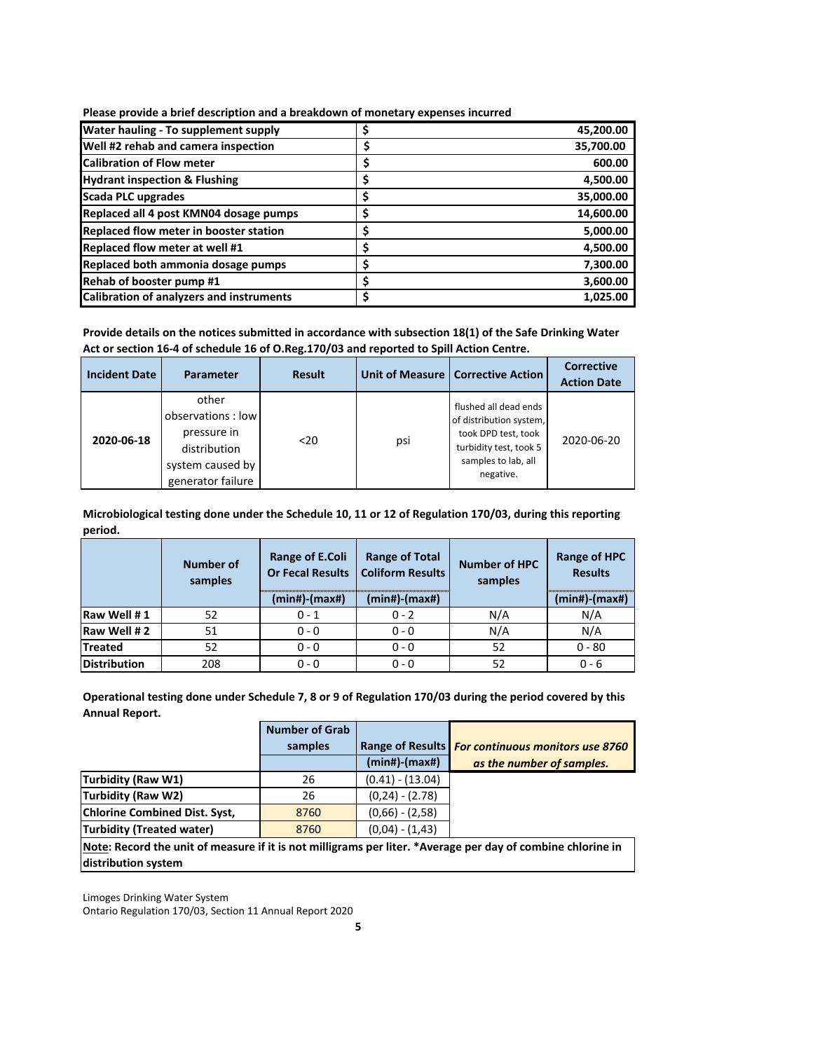**Please provide a brief description and a breakdown of monetary expenses incurred**

| | |
|---|---|
| **Water hauling - To supplement supply** | **$ 45,200.00** |
| **Well #2 rehab and camera inspection** | **$ 35,700.00** |
| **Calibration of Flow meter** | **$ 600.00** |
| **Hydrant inspection & Flushing** | **$ 4,500.00** |
| **Scada PLC upgrades** | **$ 35,000.00** |
| **Replaced all 4 post KMN04 dosage pumps** | **$ 14,600.00** |
| **Replaced flow meter in booster station** | **$ 5,000.00** |
| **Replaced flow meter at well #1** | **$ 4,500.00** |
| **Replaced both ammonia dosage pumps** | **$ 7,300.00** |
| **Rehab of booster pump #1** | **$ 3,600.00** |
| **Calibration of analyzers and instruments** | **$ 1,025.00** |

**Provide details on the notices submitted in accordance with subsection 18(1) of the Safe Drinking Water Act or section 16-4 of schedule 16 of O.Reg.170/03 and reported to Spill Action Centre.**

| Incident Date | Parameter | Result | Unit of Measure | Corrective Action | Corrective Action Date |
|---|---|---|---|---|---|
| **2020-06-18** | other observations : low pressure in distribution system caused by generator failure | <20 | psi | flushed all dead ends of distribution system, took DPD test, took turbidity test, took 5 samples to lab, all negative. | 2020-06-20 |

**Microbiological testing done under the Schedule 10, 11 or 12 of Regulation 170/03, during this reporting period.**

| | Number of samples | Range of E.Coli Or Fecal Results | Range of Total Coliform Results | Number of HPC samples | Range of HPC Results |
|---|---|---|---|---|---|
| | | (min#)-(max#) | (min#)-(max#) | | (min#)-(max#) |
| **Raw Well # 1** | 52 | 0 - 1 | 0 - 2 | N/A | N/A |
| **Raw Well # 2** | 51 | 0 - 0 | 0 - 0 | N/A | N/A |
| **Treated** | 52 | 0 - 0 | 0 - 0 | 52 | 0 - 80 |
| **Distribution** | 208 | 0 - 0 | 0 - 0 | 52 | 0 - 6 |

**Operational testing done under Schedule 7, 8 or 9 of Regulation 170/03 during the period covered by this Annual Report.**

| | Number of Grab samples | Range of Results | ***For continuous monitors use 8760 as the number of samples.*** |
|---|---|---|---|
| | | (min#)-(max#) | |
| **Turbidity (Raw W1)** | 26 | (0.41) - (13.04) | |
| **Turbidity (Raw W2)** | 26 | (0,24) - (2.78) | |
| **Chlorine Combined Dist. Syst,** | 8760 | (0,66) - (2,58) | |
| **Turbidity (Treated water)** | 8760 | (0,04) - (1,43) | |

**Note: Record the unit of measure if it is not milligrams per liter. *Average per day of combine chlorine in distribution system**

Limoges Drinking Water System
Ontario Regulation 170/03, Section 11 Annual Report 2020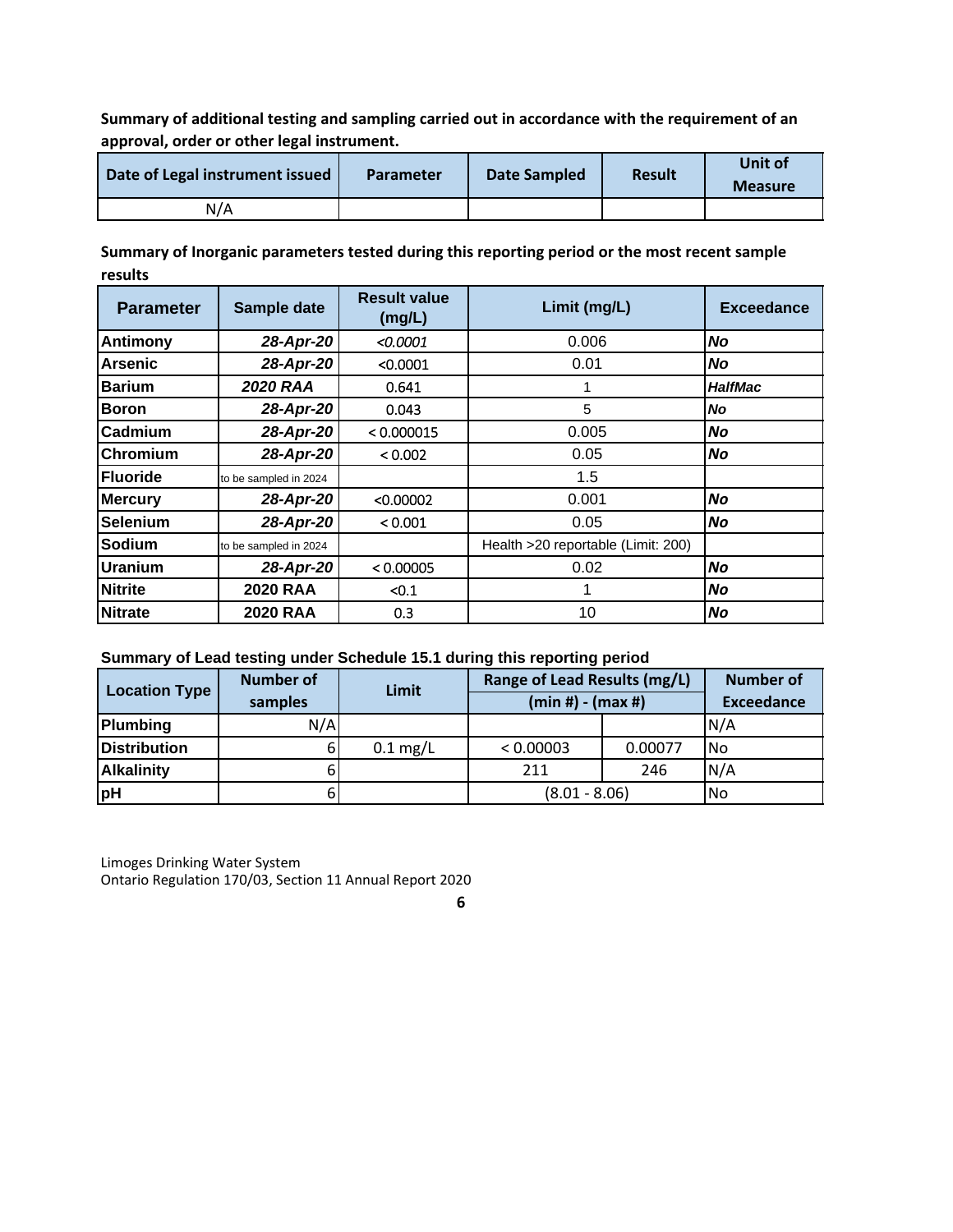**Summary of additional testing and sampling carried out in accordance with the requirement of an approval, order or other legal instrument.**

| Date of Legal instrument issued | Parameter | Date Sampled | Result | Unit of Measure |
|---|---|---|---|---|
| N/A | | | | |

**Summary of Inorganic parameters tested during this reporting period or the most recent sample results**

| Parameter | Sample date | Result value (mg/L) | Limit (mg/L) | Exceedance |
|---|---|---|---|---|
| **Antimony** | ***28-Apr-20*** | *<0.0001* | 0.006 | ***No*** |
| **Arsenic** | ***28-Apr-20*** | <0.0001 | 0.01 | ***No*** |
| **Barium** | ***2020 RAA*** | 0.641 | 1 | ***HalfMac*** |
| **Boron** | ***28-Apr-20*** | 0.043 | 5 | ***No*** |
| **Cadmium** | ***28-Apr-20*** | < 0.000015 | 0.005 | ***No*** |
| **Chromium** | ***28-Apr-20*** | < 0.002 | 0.05 | ***No*** |
| **Fluoride** | to be sampled in 2024 | | 1.5 | |
| **Mercury** | ***28-Apr-20*** | <0.00002 | 0.001 | ***No*** |
| **Selenium** | ***28-Apr-20*** | < 0.001 | 0.05 | ***No*** |
| **Sodium** | to be sampled in 2024 | | Health >20 reportable (Limit: 200) | |
| **Uranium** | ***28-Apr-20*** | < 0.00005 | 0.02 | ***No*** |
| **Nitrite** | **2020 RAA** | <0.1 | 1 | ***No*** |
| **Nitrate** | **2020 RAA** | 0.3 | 10 | ***No*** |

**Summary of Lead testing under Schedule 15.1 during this reporting period**

| Location Type | Number of samples | Limit | Range of Lead Results (mg/L) (min #) - (max #) | | Number of Exceedance |
|---|---|---|---|---|---|
| **Plumbing** | N/A | | | | N/A |
| **Distribution** | 6 | 0.1 mg/L | < 0.00003 | 0.00077 | No |
| **Alkalinity** | 6 | | 211 | 246 | N/A |
| **pH** | 6 | | (8.01 - 8.06) | | No |

Limoges Drinking Water System
Ontario Regulation 170/03, Section 11 Annual Report 2020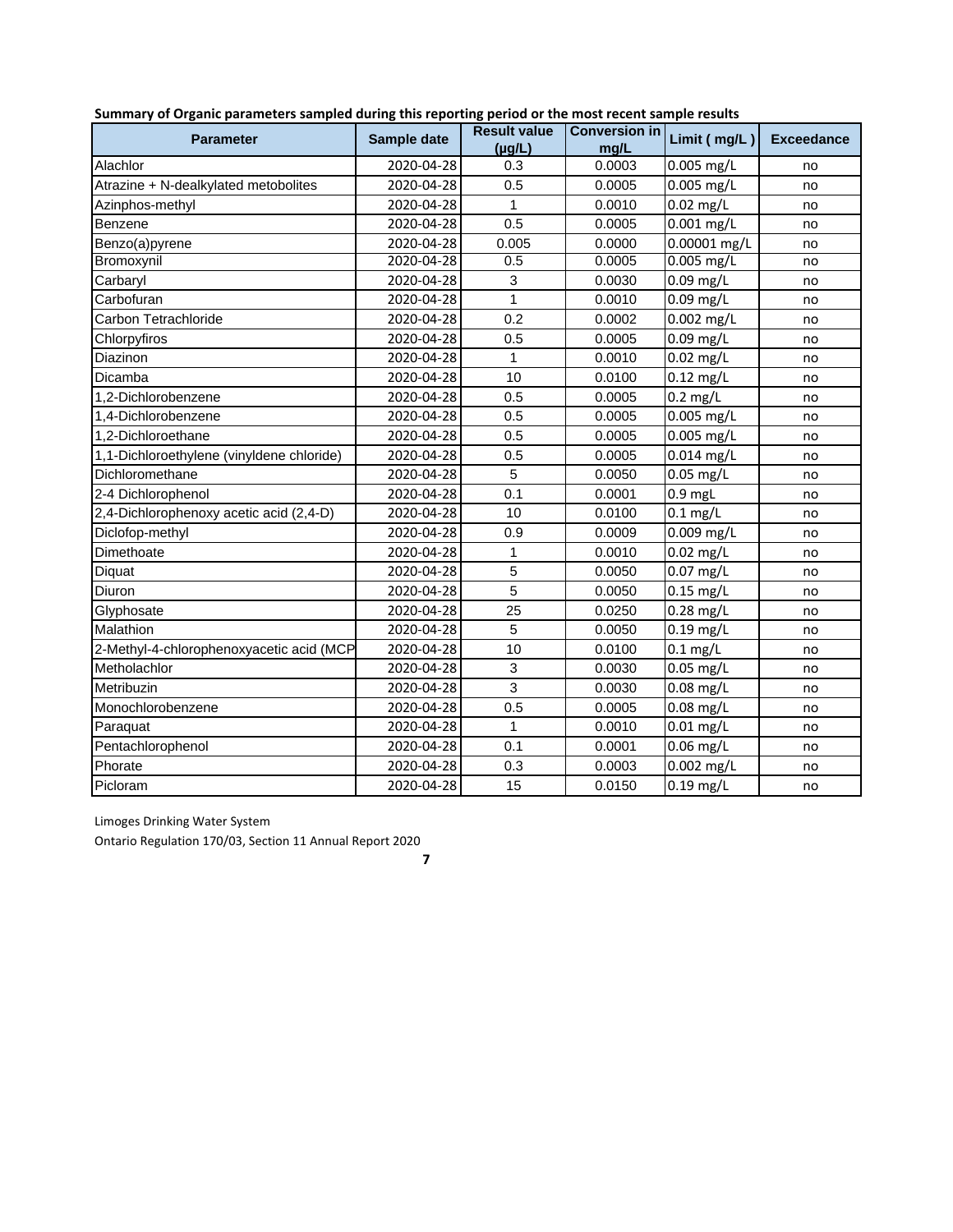**Summary of Organic parameters sampled during this reporting period or the most recent sample results**

| Parameter | Sample date | Result value (µg/L) | Conversion in mg/L | Limit ( mg/L ) | Exceedance |
|---|---|---|---|---|---|
| Alachlor | 2020-04-28 | 0.3 | 0.0003 | 0.005 mg/L | no |
| Atrazine + N-dealkylated metobolites | 2020-04-28 | 0.5 | 0.0005 | 0.005 mg/L | no |
| Azinphos-methyl | 2020-04-28 | 1 | 0.0010 | 0.02 mg/L | no |
| Benzene | 2020-04-28 | 0.5 | 0.0005 | 0.001 mg/L | no |
| Benzo(a)pyrene | 2020-04-28 | 0.005 | 0.0000 | 0.00001 mg/L | no |
| Bromoxynil | 2020-04-28 | 0.5 | 0.0005 | 0.005 mg/L | no |
| Carbaryl | 2020-04-28 | 3 | 0.0030 | 0.09 mg/L | no |
| Carbofuran | 2020-04-28 | 1 | 0.0010 | 0.09 mg/L | no |
| Carbon Tetrachloride | 2020-04-28 | 0.2 | 0.0002 | 0.002 mg/L | no |
| Chlorpyfiros | 2020-04-28 | 0.5 | 0.0005 | 0.09 mg/L | no |
| Diazinon | 2020-04-28 | 1 | 0.0010 | 0.02 mg/L | no |
| Dicamba | 2020-04-28 | 10 | 0.0100 | 0.12 mg/L | no |
| 1,2-Dichlorobenzene | 2020-04-28 | 0.5 | 0.0005 | 0.2 mg/L | no |
| 1,4-Dichlorobenzene | 2020-04-28 | 0.5 | 0.0005 | 0.005 mg/L | no |
| 1,2-Dichloroethane | 2020-04-28 | 0.5 | 0.0005 | 0.005 mg/L | no |
| 1,1-Dichloroethylene (vinyldene chloride) | 2020-04-28 | 0.5 | 0.0005 | 0.014 mg/L | no |
| Dichloromethane | 2020-04-28 | 5 | 0.0050 | 0.05 mg/L | no |
| 2-4 Dichlorophenol | 2020-04-28 | 0.1 | 0.0001 | 0.9 mgL | no |
| 2,4-Dichlorophenoxy acetic acid (2,4-D) | 2020-04-28 | 10 | 0.0100 | 0.1 mg/L | no |
| Diclofop-methyl | 2020-04-28 | 0.9 | 0.0009 | 0.009 mg/L | no |
| Dimethoate | 2020-04-28 | 1 | 0.0010 | 0.02 mg/L | no |
| Diquat | 2020-04-28 | 5 | 0.0050 | 0.07 mg/L | no |
| Diuron | 2020-04-28 | 5 | 0.0050 | 0.15 mg/L | no |
| Glyphosate | 2020-04-28 | 25 | 0.0250 | 0.28 mg/L | no |
| Malathion | 2020-04-28 | 5 | 0.0050 | 0.19 mg/L | no |
| 2-Methyl-4-chlorophenoxyacetic acid (MCP | 2020-04-28 | 10 | 0.0100 | 0.1 mg/L | no |
| Metholachlor | 2020-04-28 | 3 | 0.0030 | 0.05 mg/L | no |
| Metribuzin | 2020-04-28 | 3 | 0.0030 | 0.08 mg/L | no |
| Monochlorobenzene | 2020-04-28 | 0.5 | 0.0005 | 0.08 mg/L | no |
| Paraquat | 2020-04-28 | 1 | 0.0010 | 0.01 mg/L | no |
| Pentachlorophenol | 2020-04-28 | 0.1 | 0.0001 | 0.06 mg/L | no |
| Phorate | 2020-04-28 | 0.3 | 0.0003 | 0.002 mg/L | no |
| Picloram | 2020-04-28 | 15 | 0.0150 | 0.19 mg/L | no |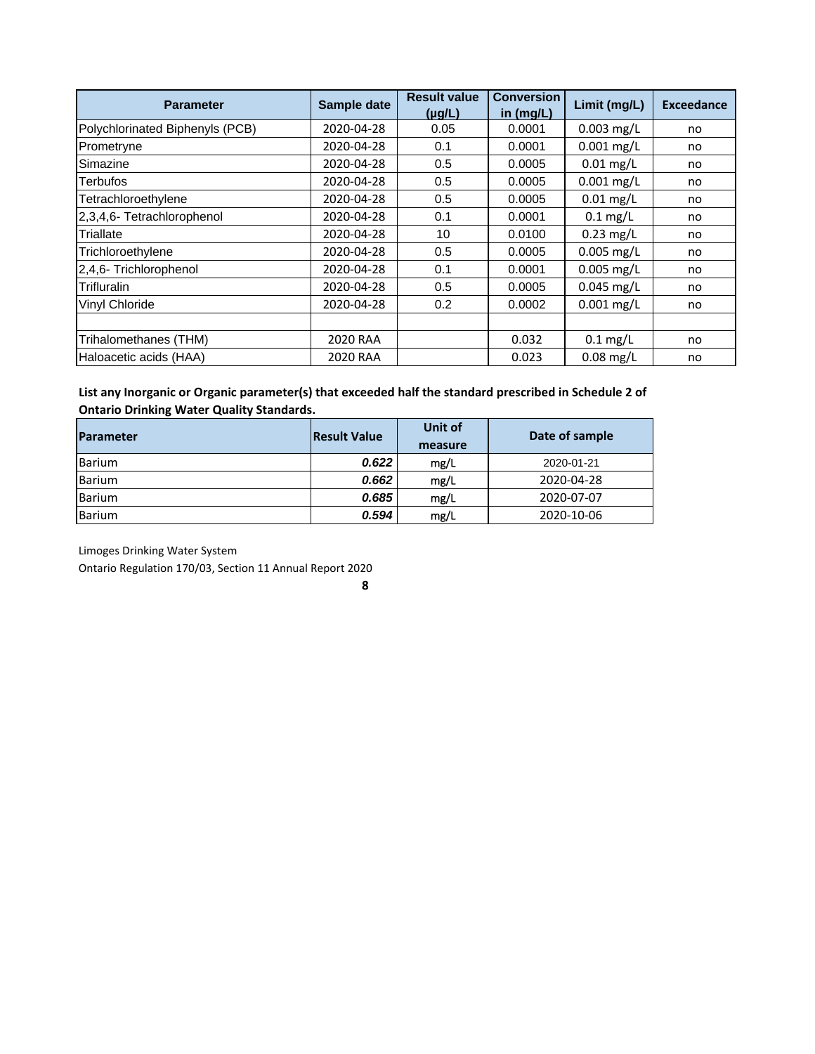| Parameter | Sample date | Result value (µg/L) | Conversion in (mg/L) | Limit (mg/L) | Exceedance |
|---|---|---|---|---|---|
| Polychlorinated Biphenyls (PCB) | 2020-04-28 | 0.05 | 0.0001 | 0.003 mg/L | no |
| Prometryne | 2020-04-28 | 0.1 | 0.0001 | 0.001 mg/L | no |
| Simazine | 2020-04-28 | 0.5 | 0.0005 | 0.01 mg/L | no |
| Terbufos | 2020-04-28 | 0.5 | 0.0005 | 0.001 mg/L | no |
| Tetrachloroethylene | 2020-04-28 | 0.5 | 0.0005 | 0.01 mg/L | no |
| 2,3,4,6- Tetrachlorophenol | 2020-04-28 | 0.1 | 0.0001 | 0.1 mg/L | no |
| Triallate | 2020-04-28 | 10 | 0.0100 | 0.23 mg/L | no |
| Trichloroethylene | 2020-04-28 | 0.5 | 0.0005 | 0.005 mg/L | no |
| 2,4,6- Trichlorophenol | 2020-04-28 | 0.1 | 0.0001 | 0.005 mg/L | no |
| Trifluralin | 2020-04-28 | 0.5 | 0.0005 | 0.045 mg/L | no |
| Vinyl Chloride | 2020-04-28 | 0.2 | 0.0002 | 0.001 mg/L | no |
| | | | | | |
| Trihalomethanes (THM) | 2020 RAA | | 0.032 | 0.1 mg/L | no |
| Haloacetic acids (HAA) | 2020 RAA | | 0.023 | 0.08 mg/L | no |

**List any Inorganic or Organic parameter(s) that exceeded half the standard prescribed in Schedule 2 of Ontario Drinking Water Quality Standards.**

| Parameter | Result Value | Unit of measure | Date of sample |
|---|---|---|---|
| Barium | ***0.622*** | mg/L | 2020-01-21 |
| Barium | ***0.662*** | mg/L | 2020-04-28 |
| Barium | ***0.685*** | mg/L | 2020-07-07 |
| Barium | ***0.594*** | mg/L | 2020-10-06 |

Limoges Drinking Water System

Ontario Regulation 170/03, Section 11 Annual Report 2020